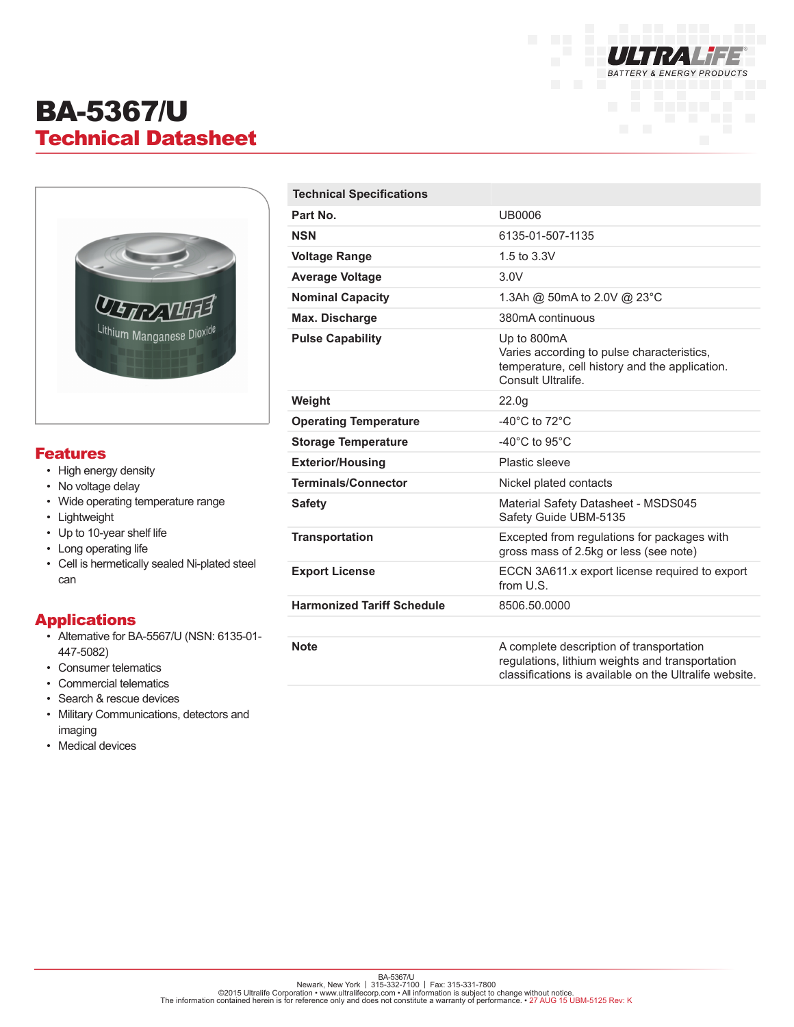# BA-5367/U

## Technical Datasheet

## Features

- High energy density
- No voltage delay
- Wide operating temperature range
- Lightweight
- Up to 10-year shelf life
- Long operating life
- Cell is hermetically sealed Ni-plated steel can

## Applications

- Alternative for BA-5567/U (NSN: 6135-01-447-5082)
- Consumer telematics
- Commercial telematics
- Search & rescue devices
- Military Communications, detectors and imaging
- Medical devices

| Technical Specifications | |
|---|---|
| **Part No.** | UB0006 |
| **NSN** | 6135-01-507-1135 |
| **Voltage Range** | 1.5 to 3.3V |
| **Average Voltage** | 3.0V |
| **Nominal Capacity** | 1.3Ah @ 50mA to 2.0V @ 23°C |
| **Max. Discharge** | 380mA continuous |
| **Pulse Capability** | Up to 800mA<br>Varies according to pulse characteristics, temperature, cell history and the application. Consult Ultralife. |
| **Weight** | 22.0g |
| **Operating Temperature** | -40°C to 72°C |
| **Storage Temperature** | -40°C to 95°C |
| **Exterior/Housing** | Plastic sleeve |
| **Terminals/Connector** | Nickel plated contacts |
| **Safety** | Material Safety Datasheet - MSDS045<br>Safety Guide UBM-5135 |
| **Transportation** | Excepted from regulations for packages with gross mass of 2.5kg or less (see note) |
| **Export License** | ECCN 3A611.x export license required to export from U.S. |
| **Harmonized Tariff Schedule** | 8506.50.0000 |
| | |
| **Note** | A complete description of transportation regulations, lithium weights and transportation classifications is available on the Ultralife website. |

BA-5367/U
Newark, New York | 315-332-7100 | Fax: 315-331-7800
©2015 Ultralife Corporation • www.ultralifecorp.com • All information is subject to change without notice.
The information contained herein is for reference only and does not constitute a warranty of performance. • 27 AUG 15 UBM-5125 Rev: K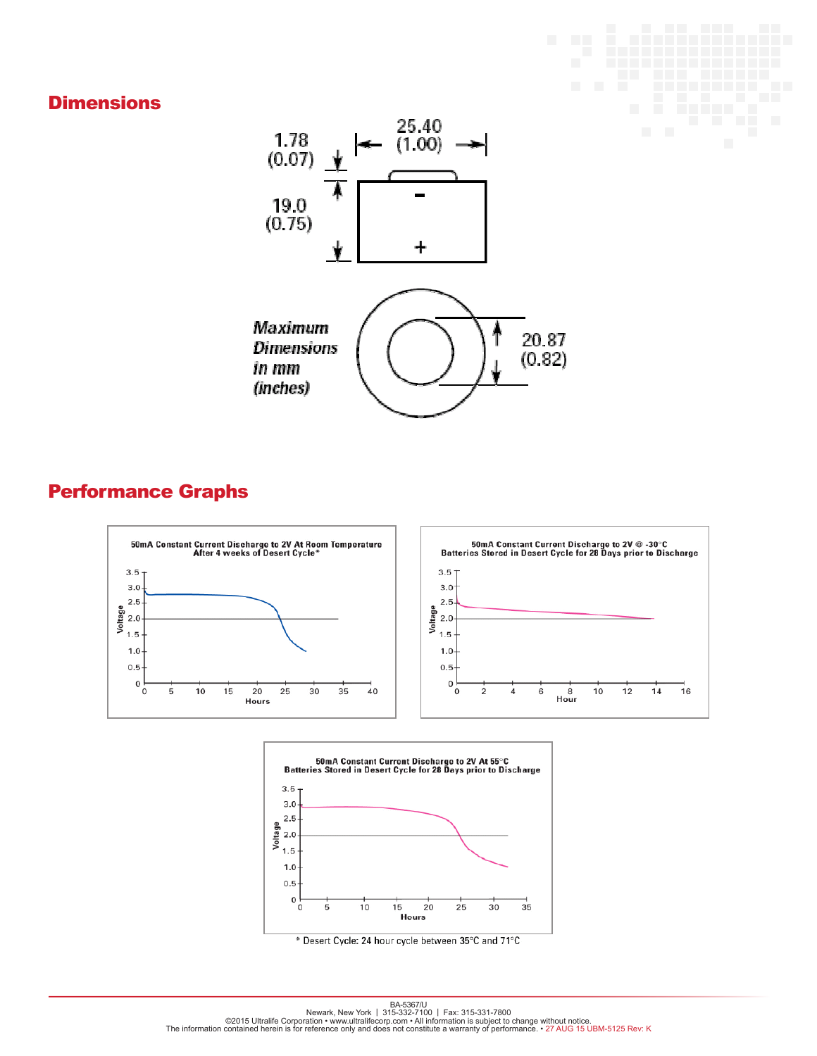## Dimensions

1.78
(0.07)

25.40
(1.00)

19.0
(0.75)

-

+

*Maximum Dimensions in mm (inches)*

20.87
(0.82)

## Performance Graphs

50mA Constant Current Discharge to 2V At Room Temperature
After 4 weeks of Desert Cycle*

Voltage

3.5
3.0
2.5
2.0
1.5
1.0
0.5
0

0 5 10 15 20 25 30 35 40

Hours

50mA Constant Current Discharge to 2V @ -30°C
Batteries Stored in Desert Cycle for 28 Days prior to Discharge

Voltage

3.5
3.0
2.5
2.0
1.5
1.0
0.5
0

0 2 4 6 8 10 12 14 16

Hour

50mA Constant Current Discharge to 2V At 55°C
Batteries Stored in Desert Cycle for 28 Days prior to Discharge

Voltage

3.5
3.0
2.5
2.0
1.5
1.0
0.5
0

0 5 10 15 20 25 30 35

Hours

* Desert Cycle: 24 hour cycle between 35°C and 71°C

BA-5367/U
Newark, New York | 315-332-7100 | Fax: 315-331-7800
©2015 Ultralife Corporation • www.ultralifecorp.com • All information is subject to change without notice.
The information contained herein is for reference only and does not constitute a warranty of performance. • 27 AUG 15 UBM-5125 Rev: K